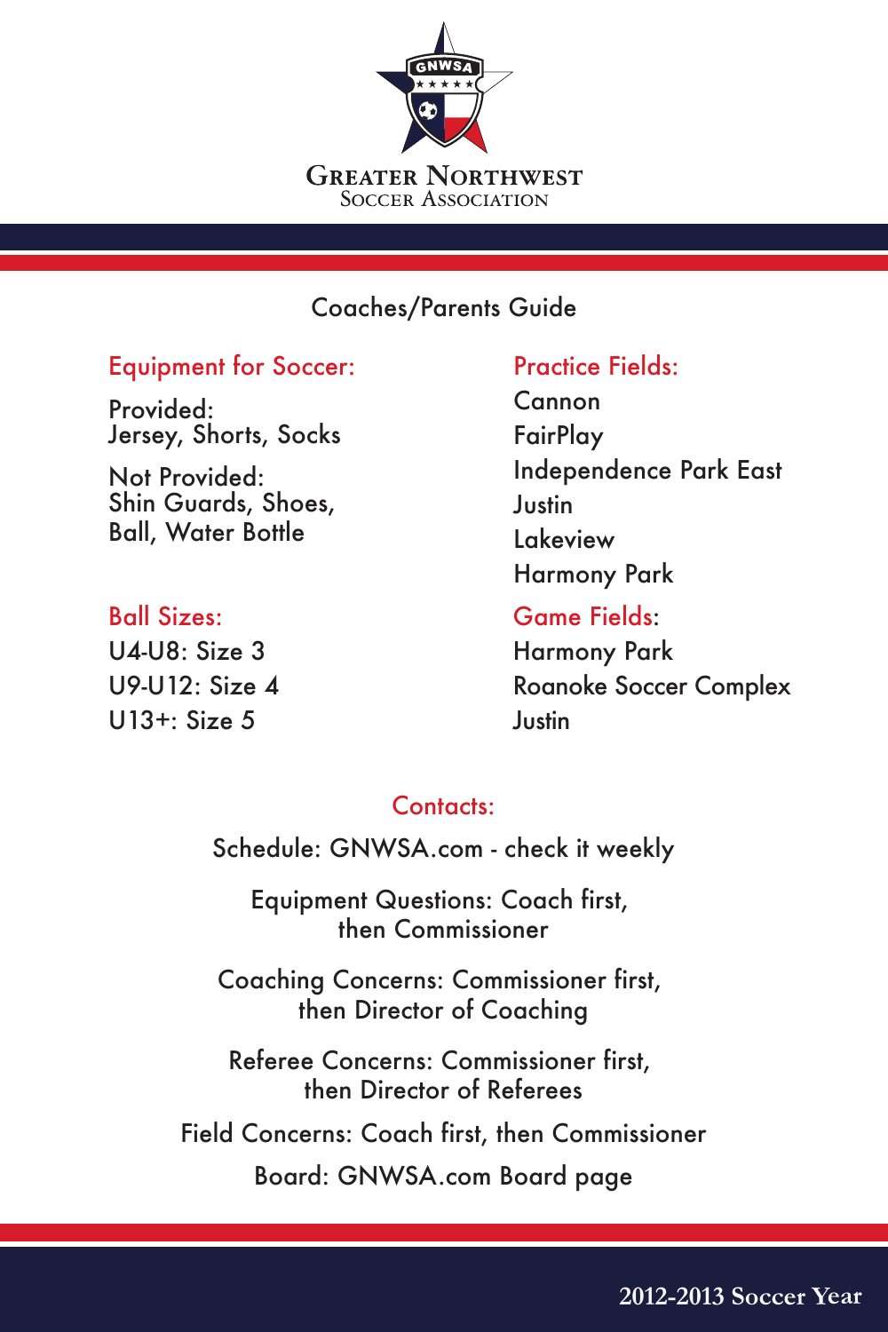# Greater Northwest Soccer Association

## Coaches/Parents Guide

### Equipment for Soccer:

Provided:
Jersey, Shorts, Socks

Not Provided:
Shin Guards, Shoes, Ball, Water Bottle

### Ball Sizes:

U4-U8: Size 3
U9-U12: Size 4
U13+: Size 5

### Practice Fields:

Cannon
FairPlay
Independence Park East
Justin
Lakeview
Harmony Park

### Game Fields:

Harmony Park
Roanoke Soccer Complex
Justin

### Contacts:

Schedule: GNWSA.com - check it weekly

Equipment Questions: Coach first, then Commissioner

Coaching Concerns: Commissioner first, then Director of Coaching

Referee Concerns: Commissioner first, then Director of Referees

Field Concerns: Coach first, then Commissioner

Board: GNWSA.com Board page

2012-2013 Soccer Year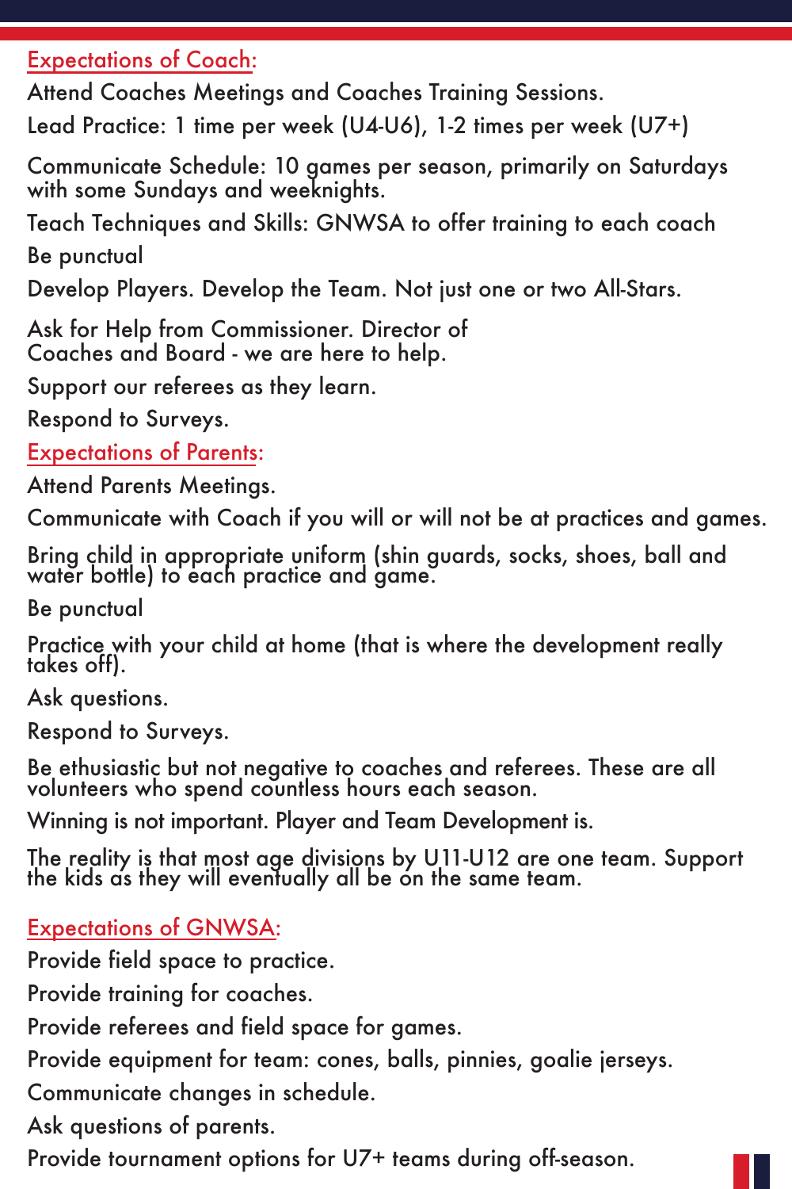## Expectations of Coach:

Attend Coaches Meetings and Coaches Training Sessions.

Lead Practice: 1 time per week (U4-U6), 1-2 times per week (U7+)

Communicate Schedule: 10 games per season, primarily on Saturdays with some Sundays and weeknights.

Teach Techniques and Skills: GNWSA to offer training to each coach

Be punctual

Develop Players. Develop the Team. Not just one or two All-Stars.

Ask for Help from Commissioner. Director of Coaches and Board - we are here to help.

Support our referees as they learn.

Respond to Surveys.

## Expectations of Parents:

Attend Parents Meetings.

Communicate with Coach if you will or will not be at practices and games.

Bring child in appropriate uniform (shin guards, socks, shoes, ball and water bottle) to each practice and game.

Be punctual

Practice with your child at home (that is where the development really takes off).

Ask questions.

Respond to Surveys.

Be ethusiastic but not negative to coaches and referees. These are all volunteers who spend countless hours each season.

Winning is not important. Player and Team Development is.

The reality is that most age divisions by U11-U12 are one team. Support the kids as they will eventually all be on the same team.

## Expectations of GNWSA:

Provide field space to practice.

Provide training for coaches.

Provide referees and field space for games.

Provide equipment for team: cones, balls, pinnies, goalie jerseys.

Communicate changes in schedule.

Ask questions of parents.

Provide tournament options for U7+ teams during off-season.